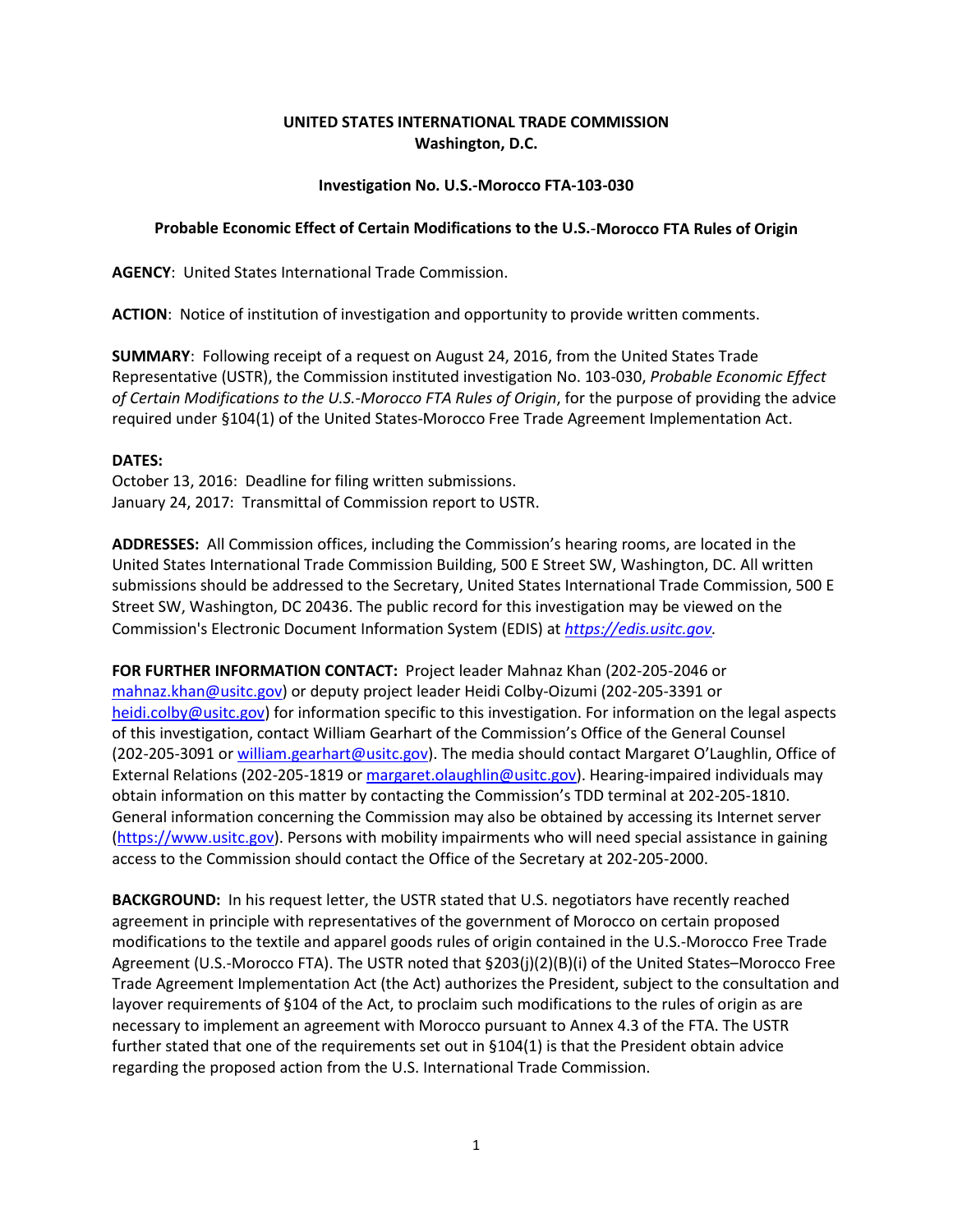**UNITED STATES INTERNATIONAL TRADE COMMISSION**
**Washington, D.C.**

**Investigation No. U.S.-Morocco FTA-103-030**

**Probable Economic Effect of Certain Modifications to the U.S.-Morocco FTA Rules of Origin**

**AGENCY**: United States International Trade Commission.

**ACTION**: Notice of institution of investigation and opportunity to provide written comments.

**SUMMARY**: Following receipt of a request on August 24, 2016, from the United States Trade Representative (USTR), the Commission instituted investigation No. 103-030, *Probable Economic Effect of Certain Modifications to the U.S.-Morocco FTA Rules of Origin*, for the purpose of providing the advice required under §104(1) of the United States-Morocco Free Trade Agreement Implementation Act.

**DATES:**
October 13, 2016: Deadline for filing written submissions.
January 24, 2017: Transmittal of Commission report to USTR.

**ADDRESSES:** All Commission offices, including the Commission's hearing rooms, are located in the United States International Trade Commission Building, 500 E Street SW, Washington, DC. All written submissions should be addressed to the Secretary, United States International Trade Commission, 500 E Street SW, Washington, DC 20436. The public record for this investigation may be viewed on the Commission's Electronic Document Information System (EDIS) at *https://edis.usitc.gov.*

**FOR FURTHER INFORMATION CONTACT:** Project leader Mahnaz Khan (202-205-2046 or mahnaz.khan@usitc.gov) or deputy project leader Heidi Colby-Oizumi (202-205-3391 or heidi.colby@usitc.gov) for information specific to this investigation. For information on the legal aspects of this investigation, contact William Gearhart of the Commission's Office of the General Counsel (202-205-3091 or william.gearhart@usitc.gov). The media should contact Margaret O'Laughlin, Office of External Relations (202-205-1819 or margaret.olaughlin@usitc.gov). Hearing-impaired individuals may obtain information on this matter by contacting the Commission's TDD terminal at 202-205-1810. General information concerning the Commission may also be obtained by accessing its Internet server (https://www.usitc.gov). Persons with mobility impairments who will need special assistance in gaining access to the Commission should contact the Office of the Secretary at 202-205-2000.

**BACKGROUND:** In his request letter, the USTR stated that U.S. negotiators have recently reached agreement in principle with representatives of the government of Morocco on certain proposed modifications to the textile and apparel goods rules of origin contained in the U.S.-Morocco Free Trade Agreement (U.S.-Morocco FTA). The USTR noted that §203(j)(2)(B)(i) of the United States–Morocco Free Trade Agreement Implementation Act (the Act) authorizes the President, subject to the consultation and layover requirements of §104 of the Act, to proclaim such modifications to the rules of origin as are necessary to implement an agreement with Morocco pursuant to Annex 4.3 of the FTA. The USTR further stated that one of the requirements set out in §104(1) is that the President obtain advice regarding the proposed action from the U.S. International Trade Commission.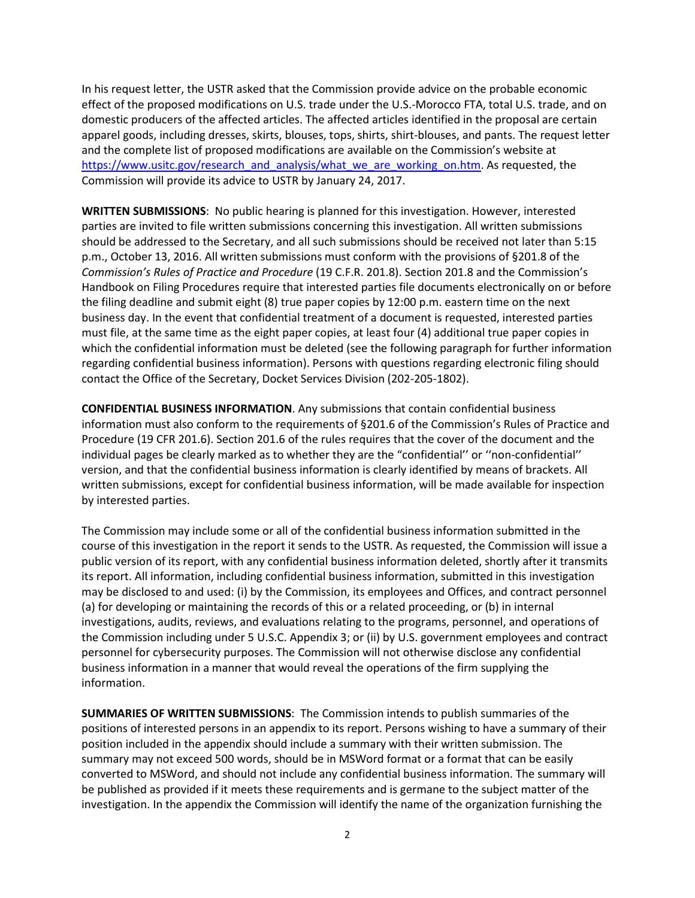In his request letter, the USTR asked that the Commission provide advice on the probable economic effect of the proposed modifications on U.S. trade under the U.S.-Morocco FTA, total U.S. trade, and on domestic producers of the affected articles. The affected articles identified in the proposal are certain apparel goods, including dresses, skirts, blouses, tops, shirts, shirt-blouses, and pants. The request letter and the complete list of proposed modifications are available on the Commission's website at https://www.usitc.gov/research_and_analysis/what_we_are_working_on.htm. As requested, the Commission will provide its advice to USTR by January 24, 2017.

**WRITTEN SUBMISSIONS**: No public hearing is planned for this investigation. However, interested parties are invited to file written submissions concerning this investigation. All written submissions should be addressed to the Secretary, and all such submissions should be received not later than 5:15 p.m., October 13, 2016. All written submissions must conform with the provisions of §201.8 of the *Commission's Rules of Practice and Procedure* (19 C.F.R. 201.8). Section 201.8 and the Commission's Handbook on Filing Procedures require that interested parties file documents electronically on or before the filing deadline and submit eight (8) true paper copies by 12:00 p.m. eastern time on the next business day. In the event that confidential treatment of a document is requested, interested parties must file, at the same time as the eight paper copies, at least four (4) additional true paper copies in which the confidential information must be deleted (see the following paragraph for further information regarding confidential business information). Persons with questions regarding electronic filing should contact the Office of the Secretary, Docket Services Division (202-205-1802).

**CONFIDENTIAL BUSINESS INFORMATION**. Any submissions that contain confidential business information must also conform to the requirements of §201.6 of the Commission's Rules of Practice and Procedure (19 CFR 201.6). Section 201.6 of the rules requires that the cover of the document and the individual pages be clearly marked as to whether they are the "confidential'' or ''non-confidential'' version, and that the confidential business information is clearly identified by means of brackets. All written submissions, except for confidential business information, will be made available for inspection by interested parties.

The Commission may include some or all of the confidential business information submitted in the course of this investigation in the report it sends to the USTR. As requested, the Commission will issue a public version of its report, with any confidential business information deleted, shortly after it transmits its report. All information, including confidential business information, submitted in this investigation may be disclosed to and used: (i) by the Commission, its employees and Offices, and contract personnel (a) for developing or maintaining the records of this or a related proceeding, or (b) in internal investigations, audits, reviews, and evaluations relating to the programs, personnel, and operations of the Commission including under 5 U.S.C. Appendix 3; or (ii) by U.S. government employees and contract personnel for cybersecurity purposes. The Commission will not otherwise disclose any confidential business information in a manner that would reveal the operations of the firm supplying the information.

**SUMMARIES OF WRITTEN SUBMISSIONS**: The Commission intends to publish summaries of the positions of interested persons in an appendix to its report. Persons wishing to have a summary of their position included in the appendix should include a summary with their written submission. The summary may not exceed 500 words, should be in MSWord format or a format that can be easily converted to MSWord, and should not include any confidential business information. The summary will be published as provided if it meets these requirements and is germane to the subject matter of the investigation. In the appendix the Commission will identify the name of the organization furnishing the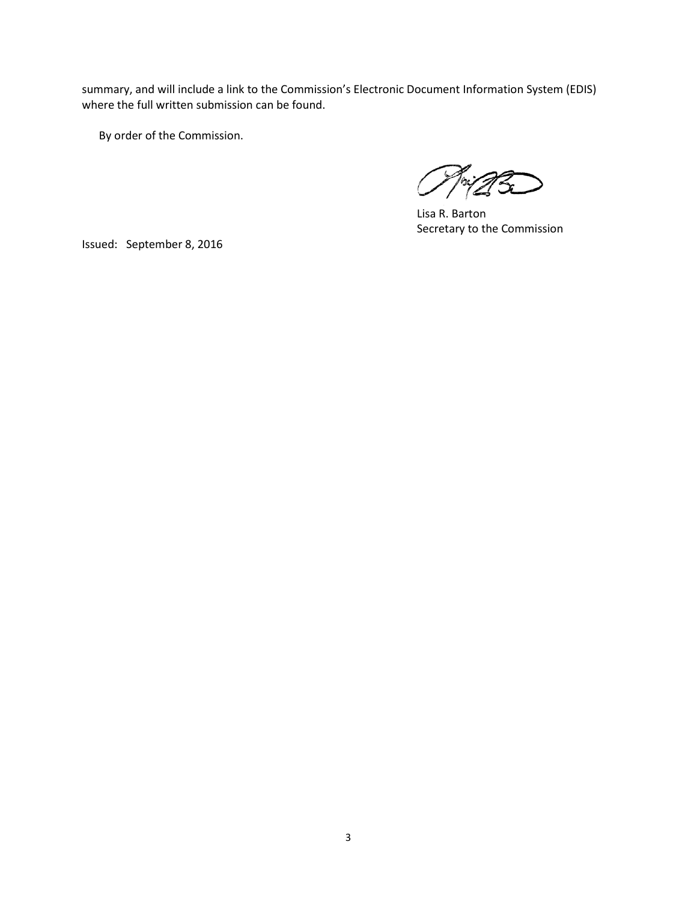summary, and will include a link to the Commission's Electronic Document Information System (EDIS) where the full written submission can be found.

By order of the Commission.

Lisa R. Barton
Secretary to the Commission

Issued: September 8, 2016